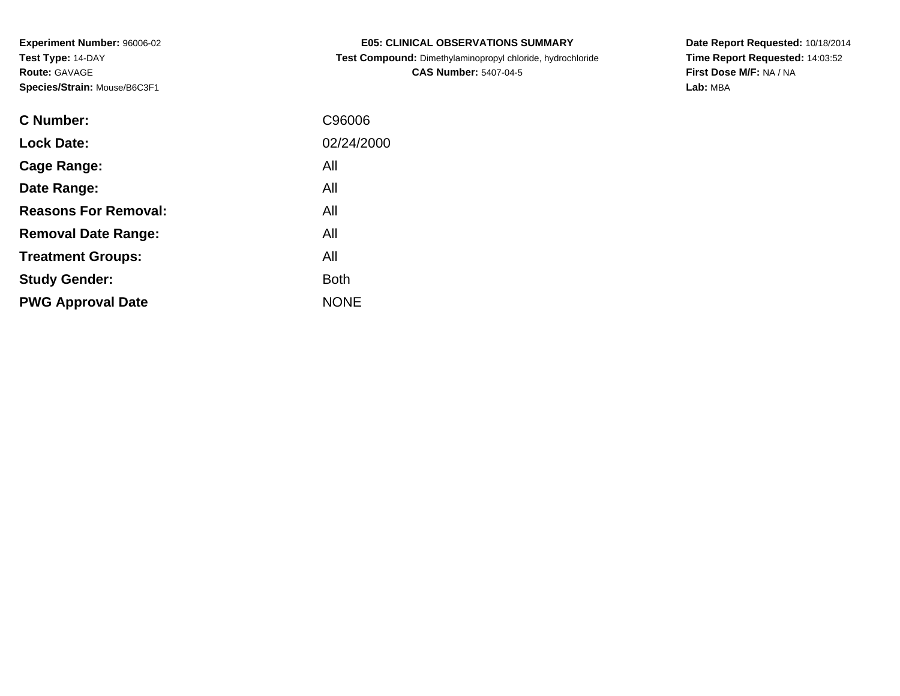**Experiment Number:** 96006-02
**Test Type:** 14-DAY
**Route:** GAVAGE
**Species/Strain:** Mouse/B6C3F1

**E05: CLINICAL OBSERVATIONS SUMMARY**
**Test Compound:** Dimethylaminopropyl chloride, hydrochloride
**CAS Number:** 5407-04-5

**Date Report Requested:** 10/18/2014
**Time Report Requested:** 14:03:52
**First Dose M/F:** NA / NA
**Lab:** MBA

| | |
|---|---|
| **C Number:** | C96006 |
| **Lock Date:** | 02/24/2000 |
| **Cage Range:** | All |
| **Date Range:** | All |
| **Reasons For Removal:** | All |
| **Removal Date Range:** | All |
| **Treatment Groups:** | All |
| **Study Gender:** | Both |
| **PWG Approval Date** | NONE |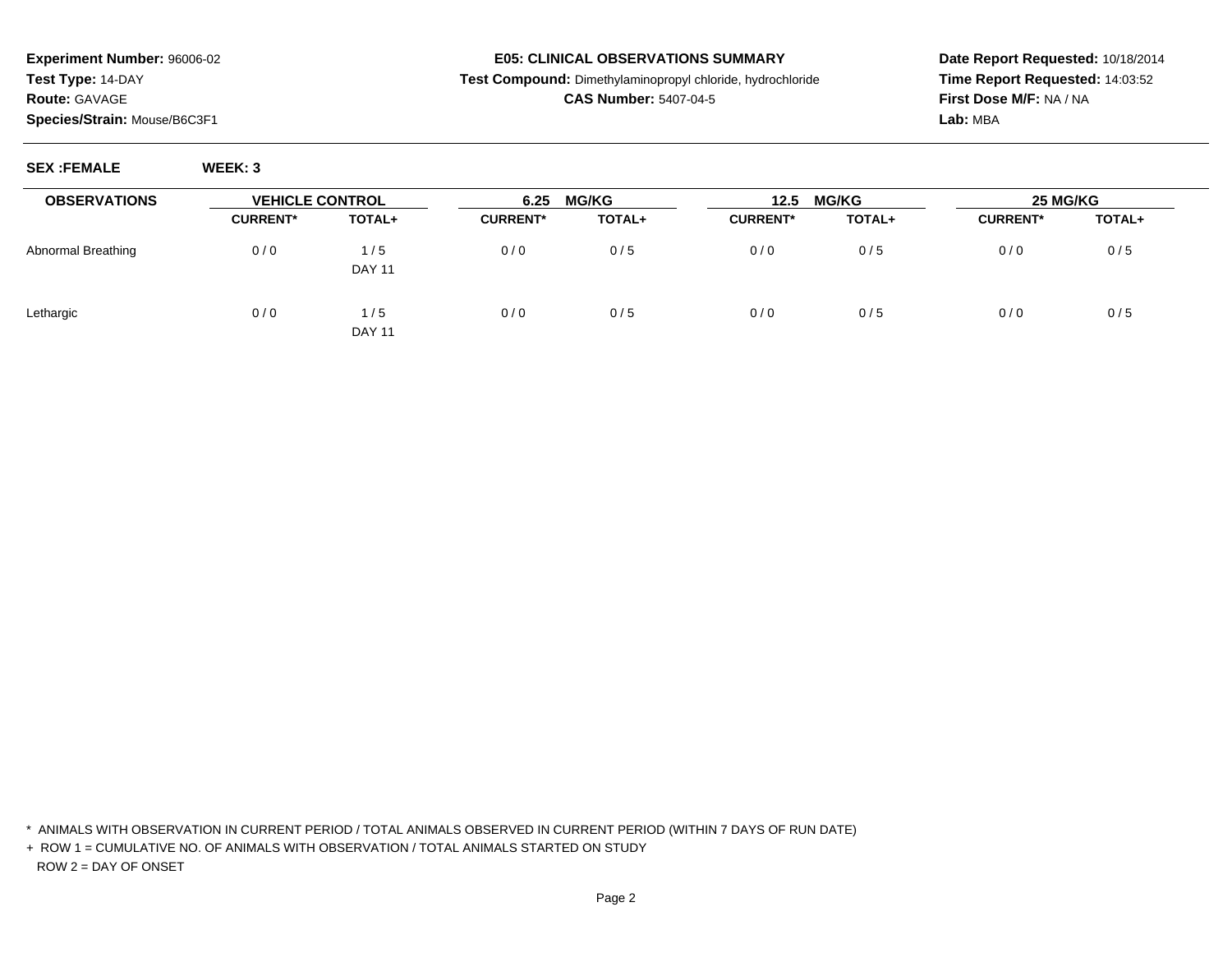**Experiment Number:** 96006-02
**Test Type:** 14-DAY
**Route:** GAVAGE
**Species/Strain:** Mouse/B6C3F1

**E05: CLINICAL OBSERVATIONS SUMMARY**
**Test Compound:** Dimethylaminopropyl chloride, hydrochloride
**CAS Number:** 5407-04-5

**Date Report Requested:** 10/18/2014
**Time Report Requested:** 14:03:52
**First Dose M/F:** NA / NA
**Lab:** MBA

**SEX :FEMALE** **WEEK: 3**

| OBSERVATIONS | VEHICLE CONTROL | | 6.25 MG/KG | | 12.5 MG/KG | | 25 MG/KG | |
|---|---|---|---|---|---|---|---|---|
| | CURRENT* | TOTAL+ | CURRENT* | TOTAL+ | CURRENT* | TOTAL+ | CURRENT* | TOTAL+ |
| Abnormal Breathing | 0 / 0 | 1 / 5<br>DAY 11 | 0 / 0 | 0 / 5 | 0 / 0 | 0 / 5 | 0 / 0 | 0 / 5 |
| Lethargic | 0 / 0 | 1 / 5<br>DAY 11 | 0 / 0 | 0 / 5 | 0 / 0 | 0 / 5 | 0 / 0 | 0 / 5 |

\* ANIMALS WITH OBSERVATION IN CURRENT PERIOD / TOTAL ANIMALS OBSERVED IN CURRENT PERIOD (WITHIN 7 DAYS OF RUN DATE)

\+ ROW 1 = CUMULATIVE NO. OF ANIMALS WITH OBSERVATION / TOTAL ANIMALS STARTED ON STUDY

ROW 2 = DAY OF ONSET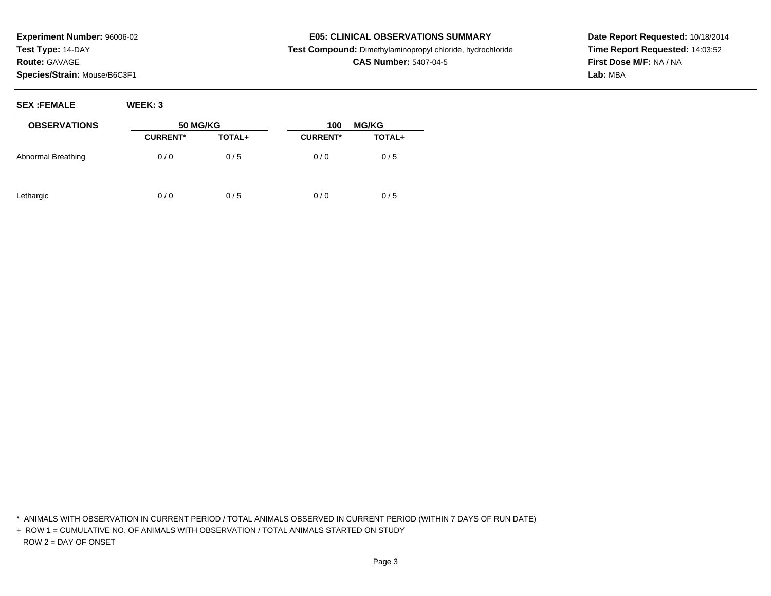**Experiment Number:** 96006-02
**Test Type:** 14-DAY
**Route:** GAVAGE
**Species/Strain:** Mouse/B6C3F1

**E05: CLINICAL OBSERVATIONS SUMMARY**
**Test Compound:** Dimethylaminopropyl chloride, hydrochloride
**CAS Number:** 5407-04-5

**Date Report Requested:** 10/18/2014
**Time Report Requested:** 14:03:52
**First Dose M/F:** NA / NA
**Lab:** MBA

**SEX :FEMALE** **WEEK: 3**

| OBSERVATIONS | 50 MG/KG | | 100 MG/KG | |
|---|---|---|---|---|
| | CURRENT* | TOTAL+ | CURRENT* | TOTAL+ |
| Abnormal Breathing | 0 / 0 | 0 / 5 | 0 / 0 | 0 / 5 |
| Lethargic | 0 / 0 | 0 / 5 | 0 / 0 | 0 / 5 |

* ANIMALS WITH OBSERVATION IN CURRENT PERIOD / TOTAL ANIMALS OBSERVED IN CURRENT PERIOD (WITHIN 7 DAYS OF RUN DATE)

+ ROW 1 = CUMULATIVE NO. OF ANIMALS WITH OBSERVATION / TOTAL ANIMALS STARTED ON STUDY
ROW 2 = DAY OF ONSET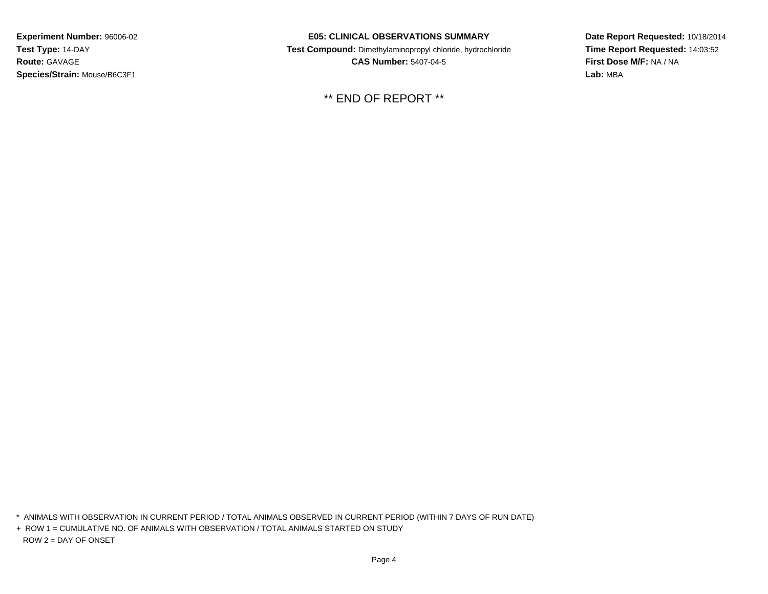**Experiment Number:** 96006-02
**Test Type:** 14-DAY
**Route:** GAVAGE
**Species/Strain:** Mouse/B6C3F1

**E05: CLINICAL OBSERVATIONS SUMMARY**
**Test Compound:** Dimethylaminopropyl chloride, hydrochloride
**CAS Number:** 5407-04-5

**Date Report Requested:** 10/18/2014
**Time Report Requested:** 14:03:52
**First Dose M/F:** NA / NA
**Lab:** MBA

** END OF REPORT **

* ANIMALS WITH OBSERVATION IN CURRENT PERIOD / TOTAL ANIMALS OBSERVED IN CURRENT PERIOD (WITHIN 7 DAYS OF RUN DATE)
+ ROW 1 = CUMULATIVE NO. OF ANIMALS WITH OBSERVATION / TOTAL ANIMALS STARTED ON STUDY
ROW 2 = DAY OF ONSET